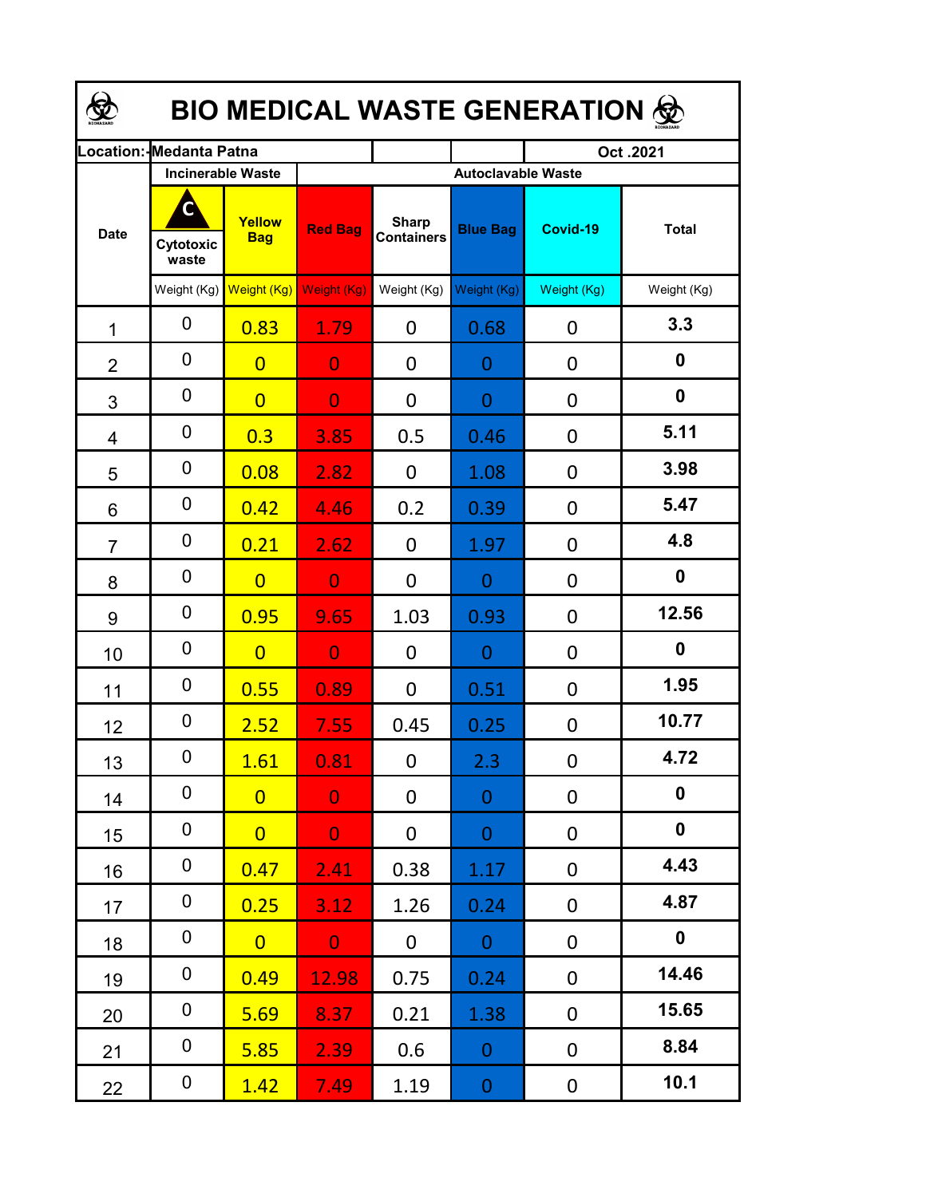# BIO MEDICAL WASTE GENERATION

| Location:- | Medanta Patna | | | | | Oct .2021 | |
|---|---|---|---|---|---|---|---|
| Date | Incinerable Waste | | Autoclavable Waste | | | | |
| | Cytotoxic waste | Yellow Bag | Red Bag | Sharp Containers | Blue Bag | Covid-19 | Total |
| | Weight (Kg) | Weight (Kg) | Weight (Kg) | Weight (Kg) | Weight (Kg) | Weight (Kg) | Weight (Kg) |
| 1 | 0 | 0.83 | 1.79 | 0 | 0.68 | 0 | **3.3** |
| 2 | 0 | 0 | 0 | 0 | 0 | 0 | **0** |
| 3 | 0 | 0 | 0 | 0 | 0 | 0 | **0** |
| 4 | 0 | 0.3 | 3.85 | 0.5 | 0.46 | 0 | **5.11** |
| 5 | 0 | 0.08 | 2.82 | 0 | 1.08 | 0 | **3.98** |
| 6 | 0 | 0.42 | 4.46 | 0.2 | 0.39 | 0 | **5.47** |
| 7 | 0 | 0.21 | 2.62 | 0 | 1.97 | 0 | **4.8** |
| 8 | 0 | 0 | 0 | 0 | 0 | 0 | **0** |
| 9 | 0 | 0.95 | 9.65 | 1.03 | 0.93 | 0 | **12.56** |
| 10 | 0 | 0 | 0 | 0 | 0 | 0 | **0** |
| 11 | 0 | 0.55 | 0.89 | 0 | 0.51 | 0 | **1.95** |
| 12 | 0 | 2.52 | 7.55 | 0.45 | 0.25 | 0 | **10.77** |
| 13 | 0 | 1.61 | 0.81 | 0 | 2.3 | 0 | **4.72** |
| 14 | 0 | 0 | 0 | 0 | 0 | 0 | **0** |
| 15 | 0 | 0 | 0 | 0 | 0 | 0 | **0** |
| 16 | 0 | 0.47 | 2.41 | 0.38 | 1.17 | 0 | **4.43** |
| 17 | 0 | 0.25 | 3.12 | 1.26 | 0.24 | 0 | **4.87** |
| 18 | 0 | 0 | 0 | 0 | 0 | 0 | **0** |
| 19 | 0 | 0.49 | 12.98 | 0.75 | 0.24 | 0 | **14.46** |
| 20 | 0 | 5.69 | 8.37 | 0.21 | 1.38 | 0 | **15.65** |
| 21 | 0 | 5.85 | 2.39 | 0.6 | 0 | 0 | **8.84** |
| 22 | 0 | 1.42 | 7.49 | 1.19 | 0 | 0 | **10.1** |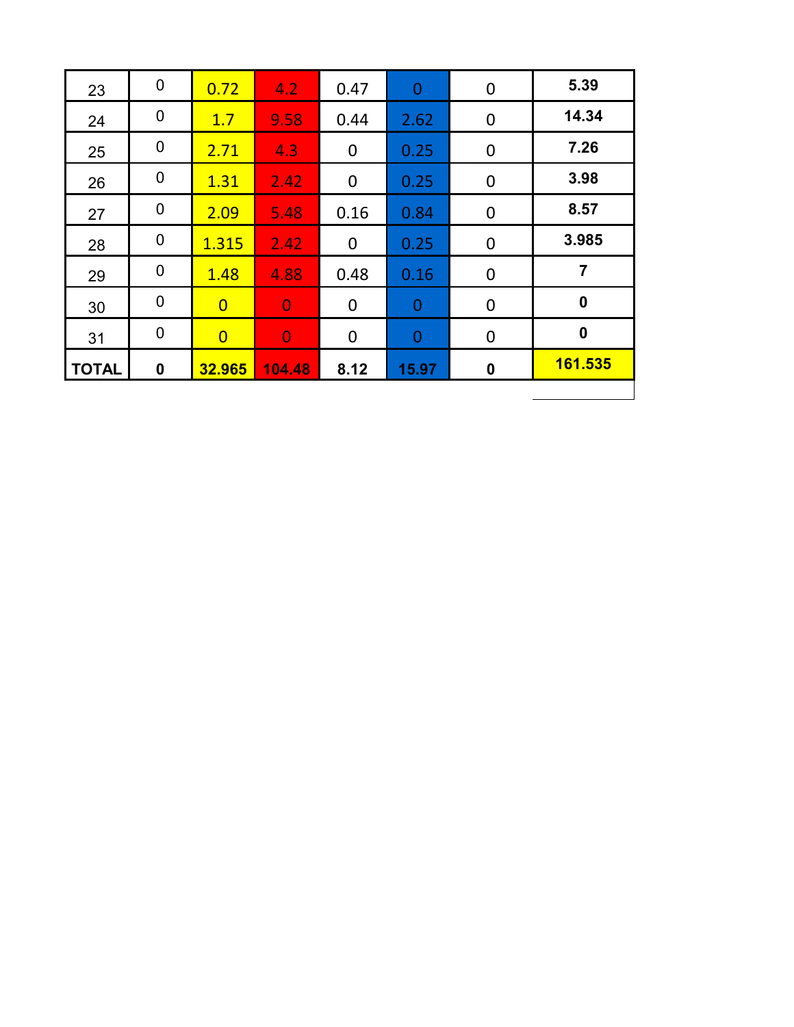| | | | | | | | |
|---|---|---|---|---|---|---|---|
| 23 | 0 | 0.72 | 4.2 | 0.47 | 0 | 0 | **5.39** |
| 24 | 0 | 1.7 | 9.58 | 0.44 | 2.62 | 0 | **14.34** |
| 25 | 0 | 2.71 | 4.3 | 0 | 0.25 | 0 | **7.26** |
| 26 | 0 | 1.31 | 2.42 | 0 | 0.25 | 0 | **3.98** |
| 27 | 0 | 2.09 | 5.48 | 0.16 | 0.84 | 0 | **8.57** |
| 28 | 0 | 1.315 | 2.42 | 0 | 0.25 | 0 | **3.985** |
| 29 | 0 | 1.48 | 4.88 | 0.48 | 0.16 | 0 | **7** |
| 30 | 0 | 0 | 0 | 0 | 0 | 0 | **0** |
| 31 | 0 | 0 | 0 | 0 | 0 | 0 | **0** |
| **TOTAL** | **0** | **32.965** | **104.48** | **8.12** | **15.97** | **0** | **161.535** |